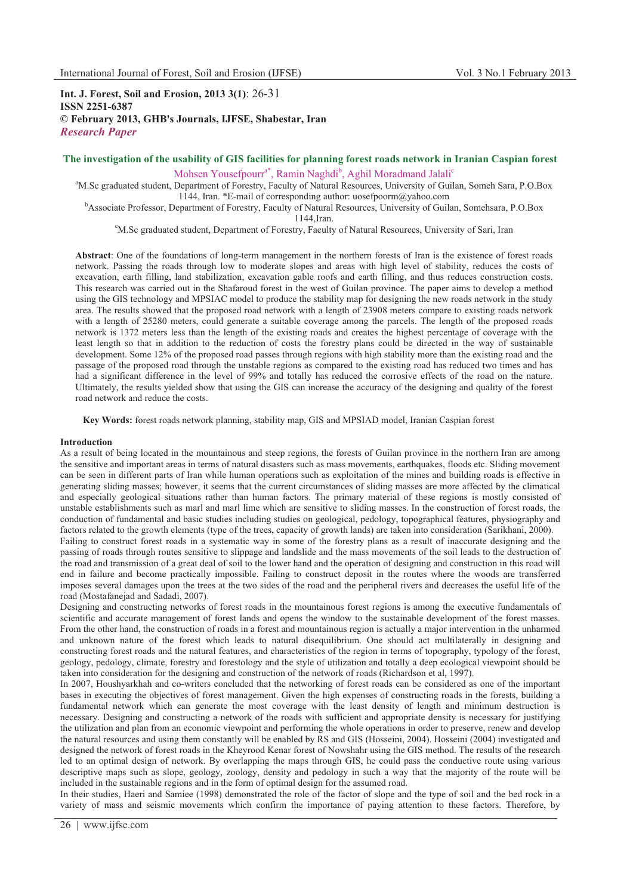**Int. J. Forest, Soil and Erosion, 2013 3(1)**: 26-31
**ISSN 2251-6387**
**© February 2013, GHB's Journals, IJFSE, Shabestar, Iran**
***Research Paper***

# The investigation of the usability of GIS facilities for planning forest roads network in Iranian Caspian forest

Mohsen Yousefpourr[a*], Ramin Naghdi[b], Aghil Moradmand Jalali[c]

[a]M.Sc graduated student, Department of Forestry, Faculty of Natural Resources, University of Guilan, Someh Sara, P.O.Box 1144, Iran. *E-mail of corresponding author: uosefpoorm@yahoo.com

[b]Associate Professor, Department of Forestry, Faculty of Natural Resources, University of Guilan, Somehsara, P.O.Box 1144,Iran.

[c]M.Sc graduated student, Department of Forestry, Faculty of Natural Resources, University of Sari, Iran

**Abstract**: One of the foundations of long-term management in the northern forests of Iran is the existence of forest roads network. Passing the roads through low to moderate slopes and areas with high level of stability, reduces the costs of excavation, earth filling, land stabilization, excavation gable roofs and earth filling, and thus reduces construction costs. This research was carried out in the Shafaroud forest in the west of Guilan province. The paper aims to develop a method using the GIS technology and MPSIAC model to produce the stability map for designing the new roads network in the study area. The results showed that the proposed road network with a length of 23908 meters compare to existing roads network with a length of 25280 meters, could generate a suitable coverage among the parcels. The length of the proposed roads network is 1372 meters less than the length of the existing roads and creates the highest percentage of coverage with the least length so that in addition to the reduction of costs the forestry plans could be directed in the way of sustainable development. Some 12% of the proposed road passes through regions with high stability more than the existing road and the passage of the proposed road through the unstable regions as compared to the existing road has reduced two times and has had a significant difference in the level of 99% and totally has reduced the corrosive effects of the road on the nature. Ultimately, the results yielded show that using the GIS can increase the accuracy of the designing and quality of the forest road network and reduce the costs.

**Key Words:** forest roads network planning, stability map, GIS and MPSIAD model, Iranian Caspian forest

## Introduction

As a result of being located in the mountainous and steep regions, the forests of Guilan province in the northern Iran are among the sensitive and important areas in terms of natural disasters such as mass movements, earthquakes, floods etc. Sliding movement can be seen in different parts of Iran while human operations such as exploitation of the mines and building roads is effective in generating sliding masses; however, it seems that the current circumstances of sliding masses are more affected by the climatical and especially geological situations rather than human factors. The primary material of these regions is mostly consisted of unstable establishments such as marl and marl lime which are sensitive to sliding masses. In the construction of forest roads, the conduction of fundamental and basic studies including studies on geological, pedology, topographical features, physiography and factors related to the growth elements (type of the trees, capacity of growth lands) are taken into consideration (Sarikhani, 2000).

Failing to construct forest roads in a systematic way in some of the forestry plans as a result of inaccurate designing and the passing of roads through routes sensitive to slippage and landslide and the mass movements of the soil leads to the destruction of the road and transmission of a great deal of soil to the lower hand and the operation of designing and construction in this road will end in failure and become practically impossible. Failing to construct deposit in the routes where the woods are transferred imposes several damages upon the trees at the two sides of the road and the peripheral rivers and decreases the useful life of the road (Mostafanejad and Sadadi, 2007).

Designing and constructing networks of forest roads in the mountainous forest regions is among the executive fundamentals of scientific and accurate management of forest lands and opens the window to the sustainable development of the forest masses. From the other hand, the construction of roads in a forest and mountainous region is actually a major intervention in the unharmed and unknown nature of the forest which leads to natural disequilibrium. One should act multilaterally in designing and constructing forest roads and the natural features, and characteristics of the region in terms of topography, typology of the forest, geology, pedology, climate, forestry and forestology and the style of utilization and totally a deep ecological viewpoint should be taken into consideration for the designing and construction of the network of roads (Richardson et al, 1997).

In 2007, Houshyarkhah and co-writers concluded that the networking of forest roads can be considered as one of the important bases in executing the objectives of forest management. Given the high expenses of constructing roads in the forests, building a fundamental network which can generate the most coverage with the least density of length and minimum destruction is necessary. Designing and constructing a network of the roads with sufficient and appropriate density is necessary for justifying the utilization and plan from an economic viewpoint and performing the whole operations in order to preserve, renew and develop the natural resources and using them constantly will be enabled by RS and GIS (Hosseini, 2004). Hosseini (2004) investigated and designed the network of forest roads in the Kheyrood Kenar forest of Nowshahr using the GIS method. The results of the research led to an optimal design of network. By overlapping the maps through GIS, he could pass the conductive route using various descriptive maps such as slope, geology, zoology, density and pedology in such a way that the majority of the route will be included in the sustainable regions and in the form of optimal design for the assumed road.

In their studies, Haeri and Samiee (1998) demonstrated the role of the factor of slope and the type of soil and the bed rock in a variety of mass and seismic movements which confirm the importance of paying attention to these factors. Therefore, by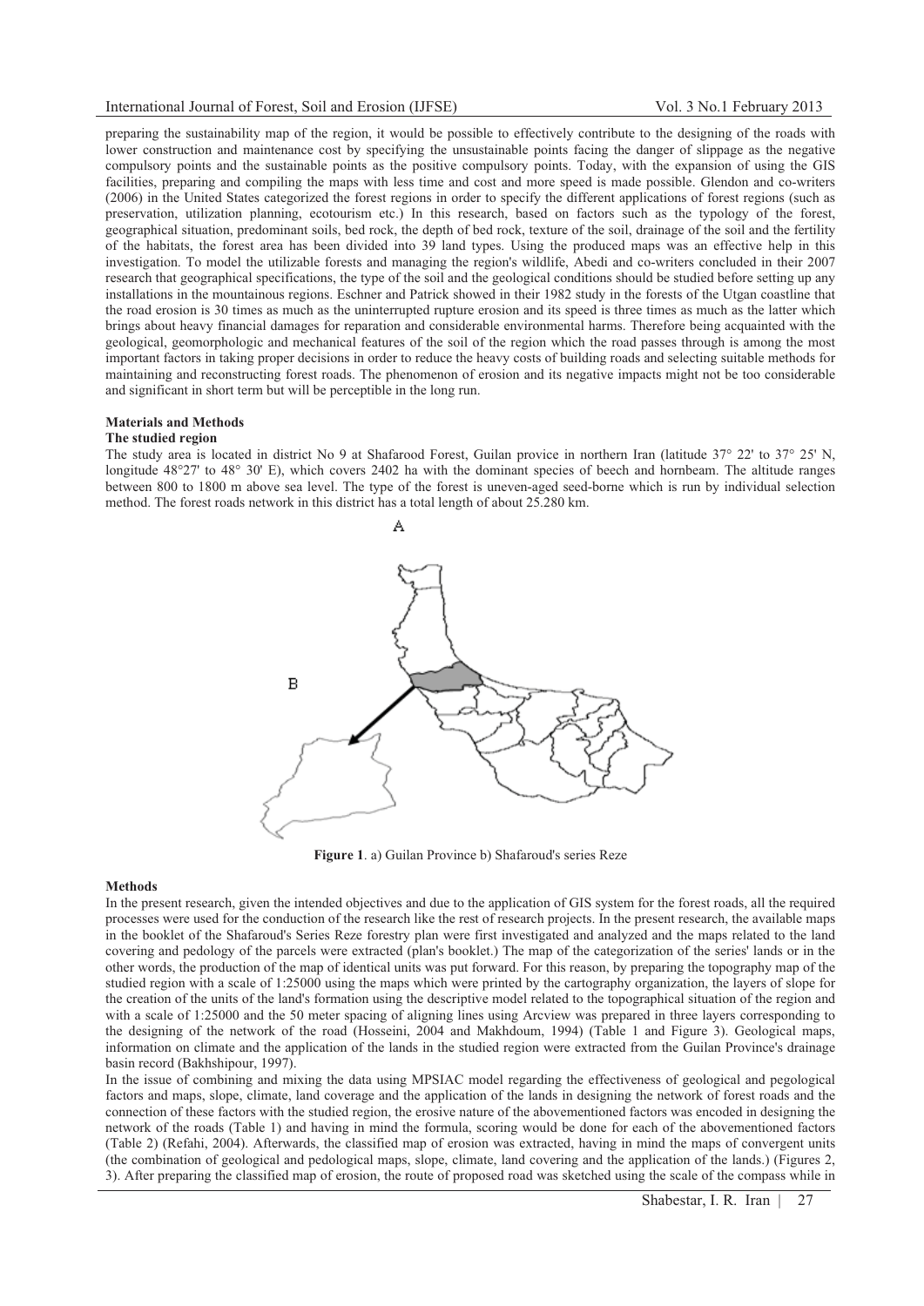preparing the sustainability map of the region, it would be possible to effectively contribute to the designing of the roads with lower construction and maintenance cost by specifying the unsustainable points facing the danger of slippage as the negative compulsory points and the sustainable points as the positive compulsory points. Today, with the expansion of using the GIS facilities, preparing and compiling the maps with less time and cost and more speed is made possible. Glendon and co-writers (2006) in the United States categorized the forest regions in order to specify the different applications of forest regions (such as preservation, utilization planning, ecotourism etc.) In this research, based on factors such as the typology of the forest, geographical situation, predominant soils, bed rock, the depth of bed rock, texture of the soil, drainage of the soil and the fertility of the habitats, the forest area has been divided into 39 land types. Using the produced maps was an effective help in this investigation. To model the utilizable forests and managing the region's wildlife, Abedi and co-writers concluded in their 2007 research that geographical specifications, the type of the soil and the geological conditions should be studied before setting up any installations in the mountainous regions. Eschner and Patrick showed in their 1982 study in the forests of the Utgan coastline that the road erosion is 30 times as much as the uninterrupted rupture erosion and its speed is three times as much as the latter which brings about heavy financial damages for reparation and considerable environmental harms. Therefore being acquainted with the geological, geomorphologic and mechanical features of the soil of the region which the road passes through is among the most important factors in taking proper decisions in order to reduce the heavy costs of building roads and selecting suitable methods for maintaining and reconstructing forest roads. The phenomenon of erosion and its negative impacts might not be too considerable and significant in short term but will be perceptible in the long run.

## Materials and Methods

### The studied region

The study area is located in district No 9 at Shafarood Forest, Guilan provice in northern Iran (latitude 37° 22' to 37° 25' N, longitude 48°27' to 48° 30' E), which covers 2402 ha with the dominant species of beech and hornbeam. The altitude ranges between 800 to 1800 m above sea level. The type of the forest is uneven-aged seed-borne which is run by individual selection method. The forest roads network in this district has a total length of about 25.280 km.

A

B

**Figure 1**. a) Guilan Province b) Shafaroud's series Reze

### Methods

In the present research, given the intended objectives and due to the application of GIS system for the forest roads, all the required processes were used for the conduction of the research like the rest of research projects. In the present research, the available maps in the booklet of the Shafaroud's Series Reze forestry plan were first investigated and analyzed and the maps related to the land covering and pedology of the parcels were extracted (plan's booklet.) The map of the categorization of the series' lands or in the other words, the production of the map of identical units was put forward. For this reason, by preparing the topography map of the studied region with a scale of 1:25000 using the maps which were printed by the cartography organization, the layers of slope for the creation of the units of the land's formation using the descriptive model related to the topographical situation of the region and with a scale of 1:25000 and the 50 meter spacing of aligning lines using Arcview was prepared in three layers corresponding to the designing of the network of the road (Hosseini, 2004 and Makhdoum, 1994) (Table 1 and Figure 3). Geological maps, information on climate and the application of the lands in the studied region were extracted from the Guilan Province's drainage basin record (Bakhshipour, 1997).

In the issue of combining and mixing the data using MPSIAC model regarding the effectiveness of geological and pegological factors and maps, slope, climate, land coverage and the application of the lands in designing the network of forest roads and the connection of these factors with the studied region, the erosive nature of the abovementioned factors was encoded in designing the network of the roads (Table 1) and having in mind the formula, scoring would be done for each of the abovementioned factors (Table 2) (Refahi, 2004). Afterwards, the classified map of erosion was extracted, having in mind the maps of convergent units (the combination of geological and pedological maps, slope, climate, land covering and the application of the lands.) (Figures 2, 3). After preparing the classified map of erosion, the route of proposed road was sketched using the scale of the compass while in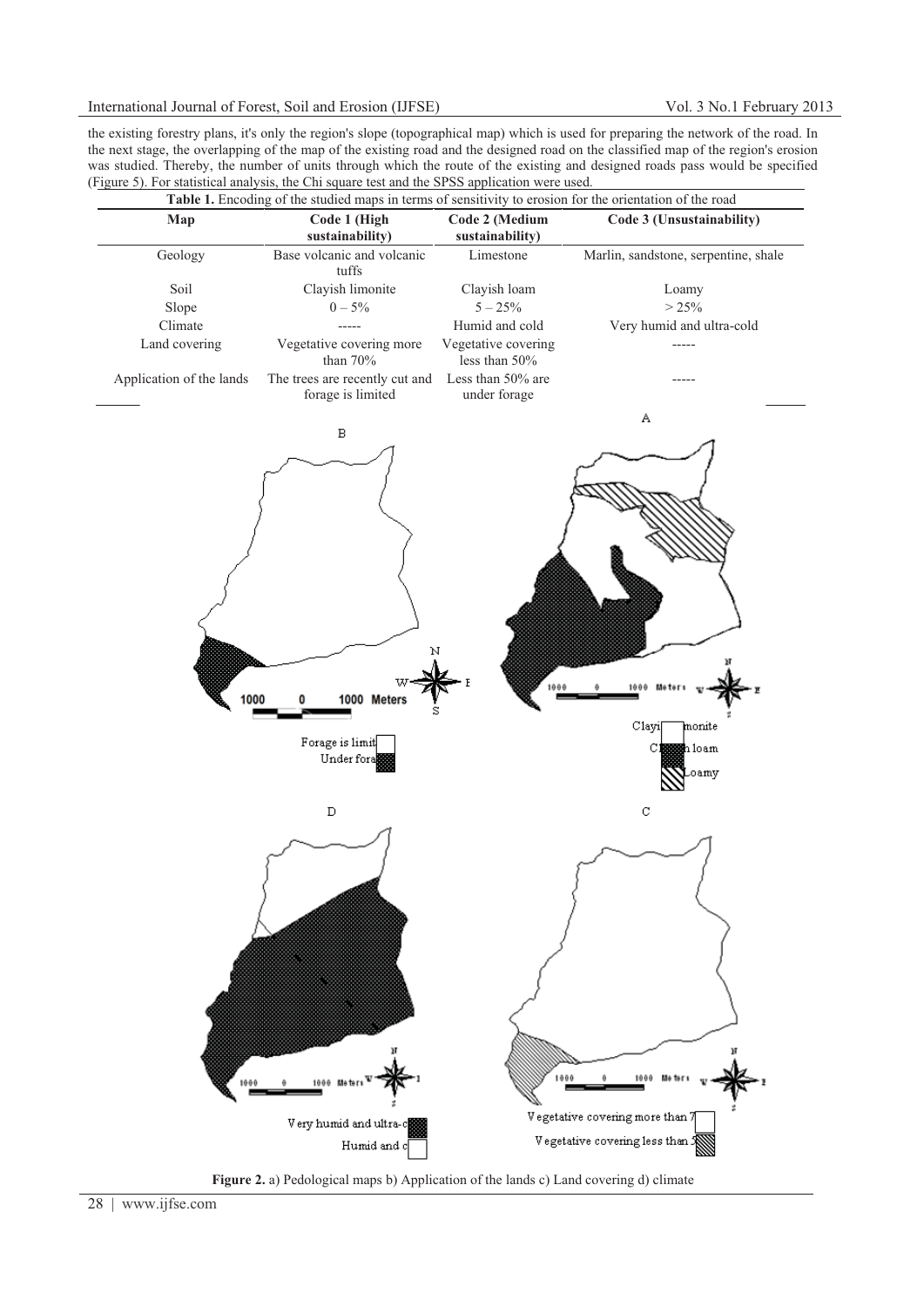the existing forestry plans, it's only the region's slope (topographical map) which is used for preparing the network of the road. In the next stage, the overlapping of the map of the existing road and the designed road on the classified map of the region's erosion was studied. Thereby, the number of units through which the route of the existing and designed roads pass would be specified (Figure 5). For statistical analysis, the Chi square test and the SPSS application were used.

**Table 1.** Encoding of the studied maps in terms of sensitivity to erosion for the orientation of the road

| Map | Code 1 (High sustainability) | Code 2 (Medium sustainability) | Code 3 (Unsustainability) |
|---|---|---|---|
| Geology | Base volcanic and volcanic tuffs | Limestone | Marlin, sandstone, serpentine, shale |
| Soil | Clayish limonite | Clayish loam | Loamy |
| Slope | 0 – 5% | 5 – 25% | > 25% |
| Climate | ----- | Humid and cold | Very humid and ultra-cold |
| Land covering | Vegetative covering more than 70% | Vegetative covering less than 50% | ----- |
| Application of the lands | The trees are recently cut and forage is limited | Less than 50% are under forage | ----- |

**Figure 2.** a) Pedological maps b) Application of the lands c) Land covering d) climate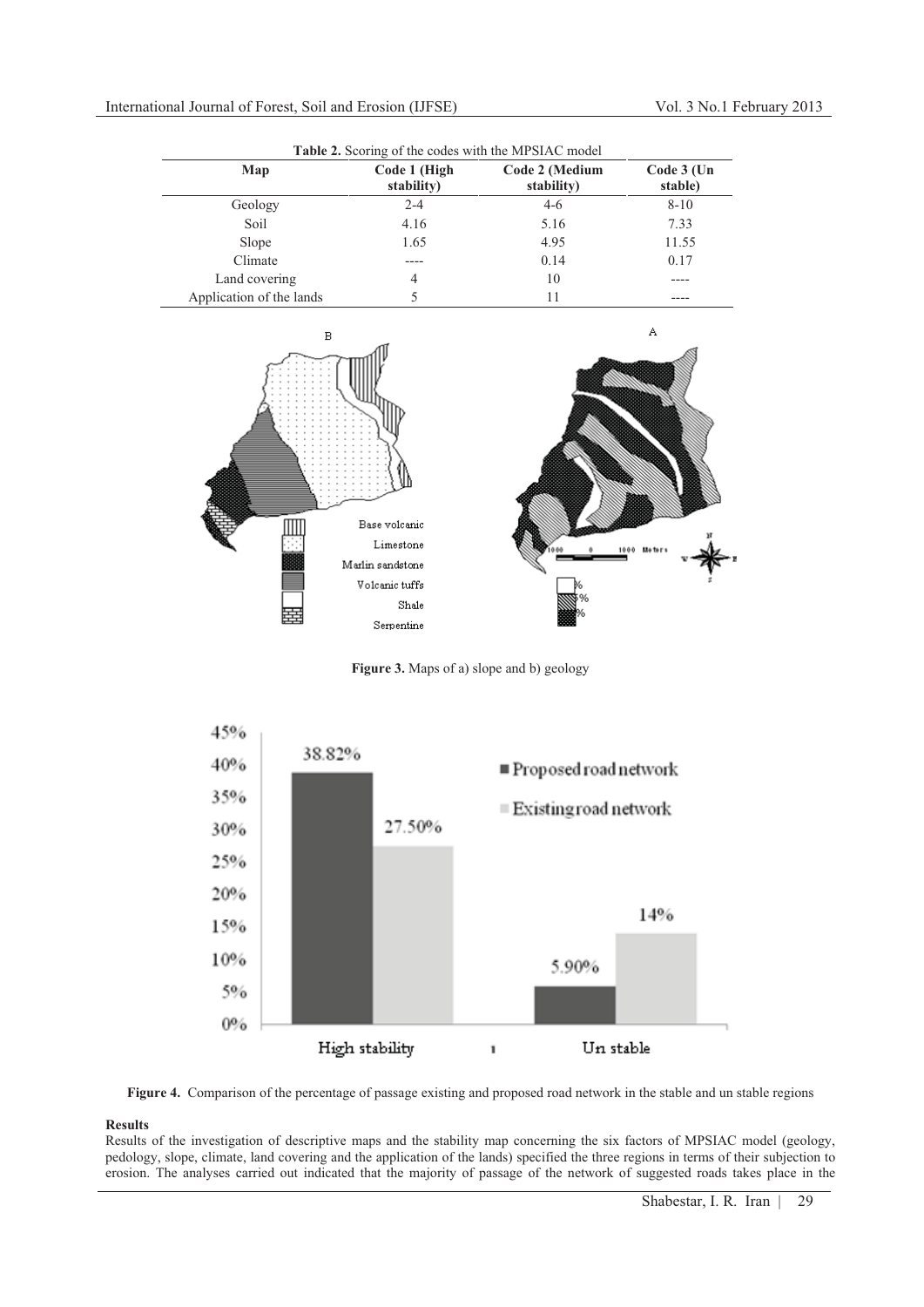**Table 2.** Scoring of the codes with the MPSIAC model

| Map | Code 1 (High stability) | Code 2 (Medium stability) | Code 3 (Un stable) |
|---|---|---|---|
| Geology | 2-4 | 4-6 | 8-10 |
| Soil | 4.16 | 5.16 | 7.33 |
| Slope | 1.65 | 4.95 | 11.55 |
| Climate | ---- | 0.14 | 0.17 |
| Land covering | 4 | 10 | ---- |
| Application of the lands | 5 | 11 | ---- |

**Figure 3.** Maps of a) slope and b) geology

**Figure 4.** Comparison of the percentage of passage existing and proposed road network in the stable and un stable regions

**Results**

Results of the investigation of descriptive maps and the stability map concerning the six factors of MPSIAC model (geology, pedology, slope, climate, land covering and the application of the lands) specified the three regions in terms of their subjection to erosion. The analyses carried out indicated that the majority of passage of the network of suggested roads takes place in the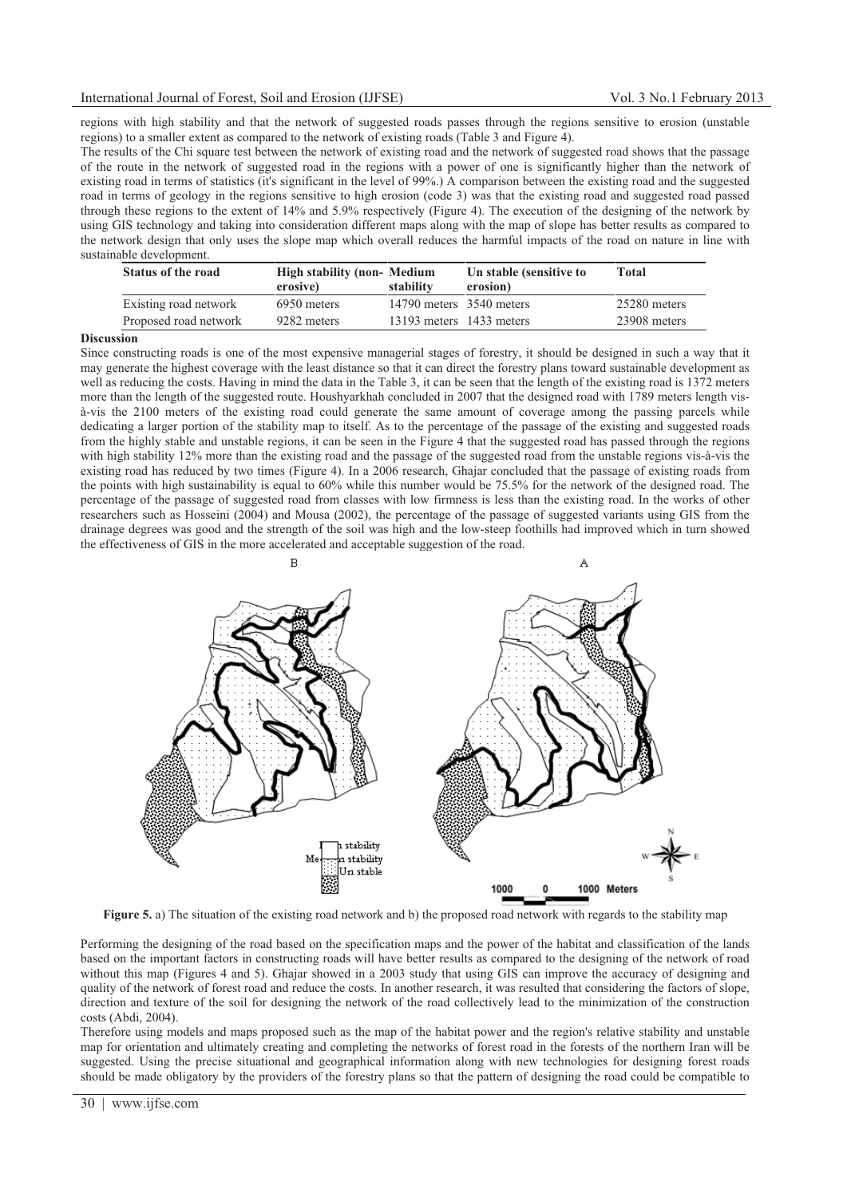regions with high stability and that the network of suggested roads passes through the regions sensitive to erosion (unstable regions) to a smaller extent as compared to the network of existing roads (Table 3 and Figure 4).

The results of the Chi square test between the network of existing road and the network of suggested road shows that the passage of the route in the network of suggested road in the regions with a power of one is significantly higher than the network of existing road in terms of statistics (it's significant in the level of 99%.) A comparison between the existing road and the suggested road in terms of geology in the regions sensitive to high erosion (code 3) was that the existing road and suggested road passed through these regions to the extent of 14% and 5.9% respectively (Figure 4). The execution of the designing of the network by using GIS technology and taking into consideration different maps along with the map of slope has better results as compared to the network design that only uses the slope map which overall reduces the harmful impacts of the road on nature in line with sustainable development.

| Status of the road | High stability (non-erosive) | Medium stability | Un stable (sensitive to erosion) | Total |
|---|---|---|---|---|
| Existing road network | 6950 meters | 14790 meters | 3540 meters | 25280 meters |
| Proposed road network | 9282 meters | 13193 meters | 1433 meters | 23908 meters |

**Discussion**

Since constructing roads is one of the most expensive managerial stages of forestry, it should be designed in such a way that it may generate the highest coverage with the least distance so that it can direct the forestry plans toward sustainable development as well as reducing the costs. Having in mind the data in the Table 3, it can be seen that the length of the existing road is 1372 meters more than the length of the suggested route. Houshyarkhah concluded in 2007 that the designed road with 1789 meters length vis-à-vis the 2100 meters of the existing road could generate the same amount of coverage among the passing parcels while dedicating a larger portion of the stability map to itself. As to the percentage of the passage of the existing and suggested roads from the highly stable and unstable regions, it can be seen in the Figure 4 that the suggested road has passed through the regions with high stability 12% more than the existing road and the passage of the suggested road from the unstable regions vis-à-vis the existing road has reduced by two times (Figure 4). In a 2006 research, Ghajar concluded that the passage of existing roads from the points with high sustainability is equal to 60% while this number would be 75.5% for the network of the designed road. The percentage of the passage of suggested road from classes with low firmness is less than the existing road. In the works of other researchers such as Hosseini (2004) and Mousa (2002), the percentage of the passage of suggested variants using GIS from the drainage degrees was good and the strength of the soil was high and the low-steep foothills had improved which in turn showed the effectiveness of GIS in the more accelerated and acceptable suggestion of the road.

**Figure 5.** a) The situation of the existing road network and b) the proposed road network with regards to the stability map

Performing the designing of the road based on the specification maps and the power of the habitat and classification of the lands based on the important factors in constructing roads will have better results as compared to the designing of the network of road without this map (Figures 4 and 5). Ghajar showed in a 2003 study that using GIS can improve the accuracy of designing and quality of the network of forest road and reduce the costs. In another research, it was resulted that considering the factors of slope, direction and texture of the soil for designing the network of the road collectively lead to the minimization of the construction costs (Abdi, 2004).

Therefore using models and maps proposed such as the map of the habitat power and the region's relative stability and unstable map for orientation and ultimately creating and completing the networks of forest road in the forests of the northern Iran will be suggested. Using the precise situational and geographical information along with new technologies for designing forest roads should be made obligatory by the providers of the forestry plans so that the pattern of designing the road could be compatible to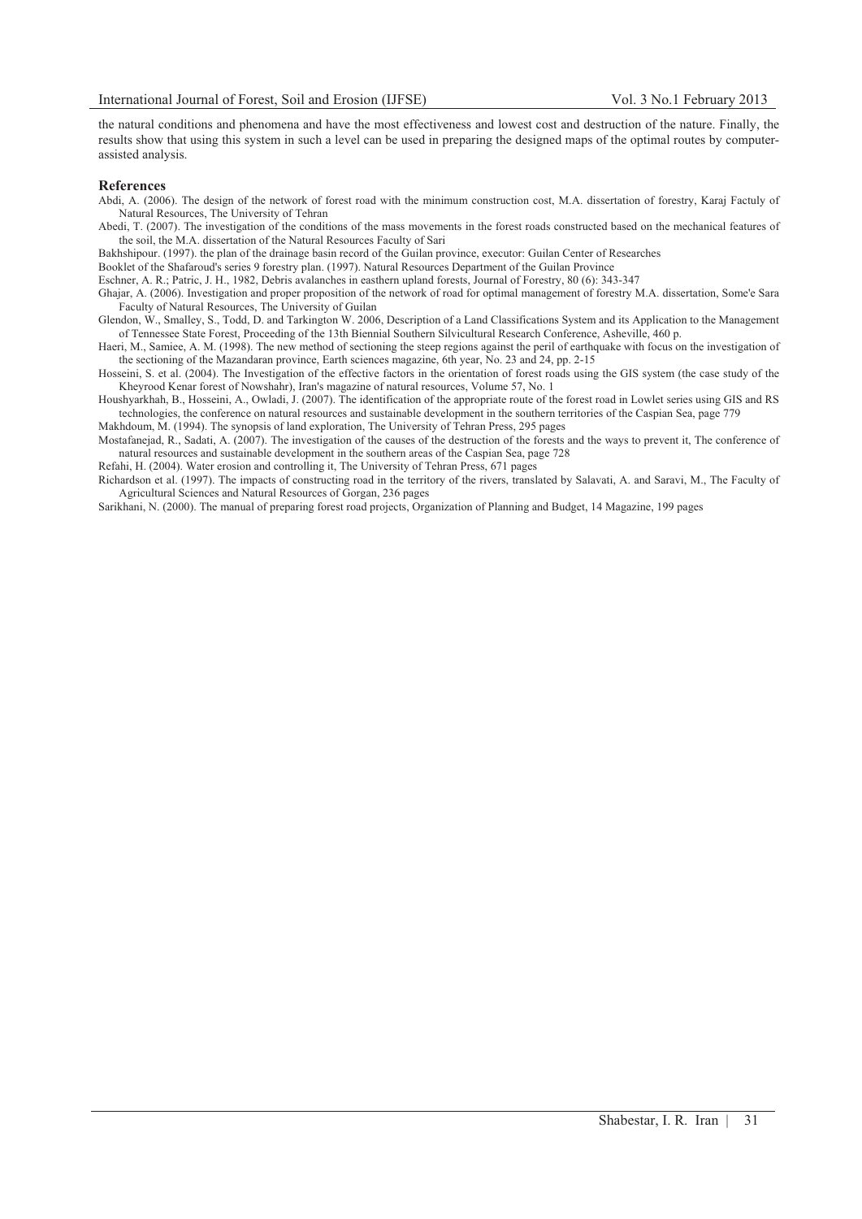the natural conditions and phenomena and have the most effectiveness and lowest cost and destruction of the nature. Finally, the results show that using this system in such a level can be used in preparing the designed maps of the optimal routes by computer-assisted analysis.

## References

Abdi, A. (2006). The design of the network of forest road with the minimum construction cost, M.A. dissertation of forestry, Karaj Factuly of Natural Resources, The University of Tehran

Abedi, T. (2007). The investigation of the conditions of the mass movements in the forest roads constructed based on the mechanical features of the soil, the M.A. dissertation of the Natural Resources Faculty of Sari

Bakhshipour. (1997). the plan of the drainage basin record of the Guilan province, executor: Guilan Center of Researches

Booklet of the Shafaroud's series 9 forestry plan. (1997). Natural Resources Department of the Guilan Province

Eschner, A. R.; Patric, J. H., 1982, Debris avalanches in easthern upland forests, Journal of Forestry, 80 (6): 343-347

Ghajar, A. (2006). Investigation and proper proposition of the network of road for optimal management of forestry M.A. dissertation, Some'e Sara Faculty of Natural Resources, The University of Guilan

Glendon, W., Smalley, S., Todd, D. and Tarkington W. 2006, Description of a Land Classifications System and its Application to the Management of Tennessee State Forest, Proceeding of the 13th Biennial Southern Silvicultural Research Conference, Asheville, 460 p.

Haeri, M., Samiee, A. M. (1998). The new method of sectioning the steep regions against the peril of earthquake with focus on the investigation of the sectioning of the Mazandaran province, Earth sciences magazine, 6th year, No. 23 and 24, pp. 2-15

Hosseini, S. et al. (2004). The Investigation of the effective factors in the orientation of forest roads using the GIS system (the case study of the Kheyrood Kenar forest of Nowshahr), Iran's magazine of natural resources, Volume 57, No. 1

Houshyarkhah, B., Hosseini, A., Owladi, J. (2007). The identification of the appropriate route of the forest road in Lowlet series using GIS and RS technologies, the conference on natural resources and sustainable development in the southern territories of the Caspian Sea, page 779

Makhdoum, M. (1994). The synopsis of land exploration, The University of Tehran Press, 295 pages

Mostafanejad, R., Sadati, A. (2007). The investigation of the causes of the destruction of the forests and the ways to prevent it, The conference of natural resources and sustainable development in the southern areas of the Caspian Sea, page 728

Refahi, H. (2004). Water erosion and controlling it, The University of Tehran Press, 671 pages

Richardson et al. (1997). The impacts of constructing road in the territory of the rivers, translated by Salavati, A. and Saravi, M., The Faculty of Agricultural Sciences and Natural Resources of Gorgan, 236 pages

Sarikhani, N. (2000). The manual of preparing forest road projects, Organization of Planning and Budget, 14 Magazine, 199 pages